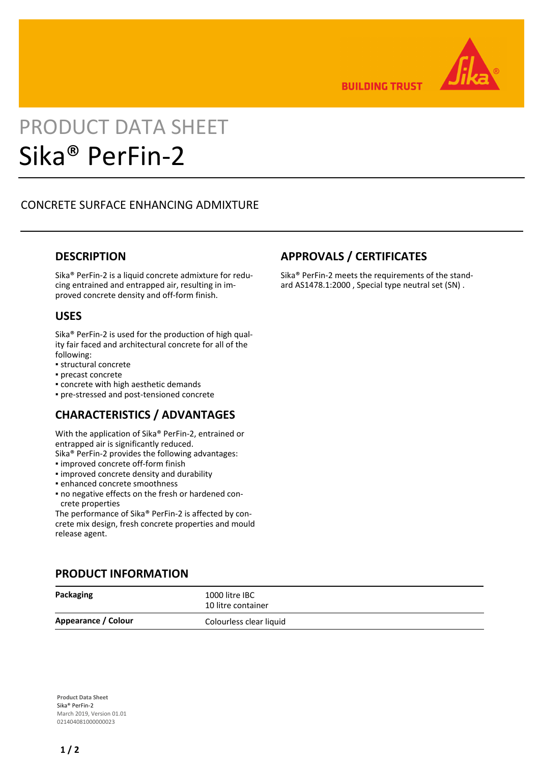BUILDING TRUST

# PRODUCT DATA SHEET
# Sika® PerFin-2

CONCRETE SURFACE ENHANCING ADMIXTURE

## DESCRIPTION

Sika® PerFin-2 is a liquid concrete admixture for reducing entrained and entrapped air, resulting in improved concrete density and off-form finish.

## USES

Sika® PerFin-2 is used for the production of high quality fair faced and architectural concrete for all of the following:
- structural concrete
- precast concrete
- concrete with high aesthetic demands
- pre-stressed and post-tensioned concrete

## CHARACTERISTICS / ADVANTAGES

With the application of Sika® PerFin-2, entrained or entrapped air is significantly reduced.
Sika® PerFin-2 provides the following advantages:
- improved concrete off-form finish
- improved concrete density and durability
- enhanced concrete smoothness
- no negative effects on the fresh or hardened concrete properties

The performance of Sika® PerFin-2 is affected by concrete mix design, fresh concrete properties and mould release agent.

## APPROVALS / CERTIFICATES

Sika® PerFin-2 meets the requirements of the standard AS1478.1:2000 , Special type neutral set (SN) .

## PRODUCT INFORMATION

| | |
|---|---|
| **Packaging** | 1000 litre IBC<br>10 litre container |
| **Appearance / Colour** | Colourless clear liquid |

**Product Data Sheet**
Sika® PerFin-2
March 2019, Version 01.01
021404081000000023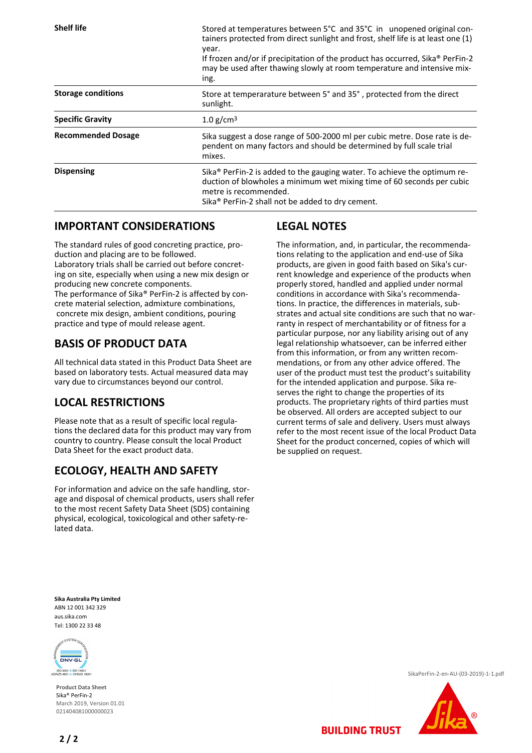| | |
|---|---|
| **Shelf life** | Stored at temperatures between 5°C and 35°C in unopened original containers protected from direct sunlight and frost, shelf life is at least one (1) year.<br>If frozen and/or if precipitation of the product has occurred, Sika® PerFin-2 may be used after thawing slowly at room temperature and intensive mixing. |
| **Storage conditions** | Store at temperarature between 5° and 35°, protected from the direct sunlight. |
| **Specific Gravity** | 1.0 g/cm$^3$ |
| **Recommended Dosage** | Sika suggest a dose range of 500-2000 ml per cubic metre. Dose rate is dependent on many factors and should be determined by full scale trial mixes. |
| **Dispensing** | Sika® PerFin-2 is added to the gauging water. To achieve the optimum reduction of blowholes a minimum wet mixing time of 60 seconds per cubic metre is recommended.<br>Sika® PerFin-2 shall not be added to dry cement. |

## IMPORTANT CONSIDERATIONS

The standard rules of good concreting practice, production and placing are to be followed.
Laboratory trials shall be carried out before concreting on site, especially when using a new mix design or producing new concrete components.
The performance of Sika® PerFin-2 is affected by concrete material selection, admixture combinations, concrete mix design, ambient conditions, pouring practice and type of mould release agent.

## BASIS OF PRODUCT DATA

All technical data stated in this Product Data Sheet are based on laboratory tests. Actual measured data may vary due to circumstances beyond our control.

## LOCAL RESTRICTIONS

Please note that as a result of specific local regulations the declared data for this product may vary from country to country. Please consult the local Product Data Sheet for the exact product data.

## ECOLOGY, HEALTH AND SAFETY

For information and advice on the safe handling, storage and disposal of chemical products, users shall refer to the most recent Safety Data Sheet (SDS) containing physical, ecological, toxicological and other safety-related data.

## LEGAL NOTES

The information, and, in particular, the recommendations relating to the application and end-use of Sika products, are given in good faith based on Sika's current knowledge and experience of the products when properly stored, handled and applied under normal conditions in accordance with Sika's recommendations. In practice, the differences in materials, substrates and actual site conditions are such that no warranty in respect of merchantability or of fitness for a particular purpose, nor any liability arising out of any legal relationship whatsoever, can be inferred either from this information, or from any written recommendations, or from any other advice offered. The user of the product must test the product's suitability for the intended application and purpose. Sika reserves the right to change the properties of its products. The proprietary rights of third parties must be observed. All orders are accepted subject to our current terms of sale and delivery. Users must always refer to the most recent issue of the local Product Data Sheet for the product concerned, copies of which will be supplied on request.

**Sika Australia Pty Limited**
ABN 12 001 342 329
aus.sika.com
Tel: 1300 22 33 48

**Product Data Sheet**
Sika® PerFin-2
March 2019, Version 01.01
021404081000000023

SikaPerFin-2-en-AU-(03-2019)-1-1.pdf

**BUILDING TRUST**